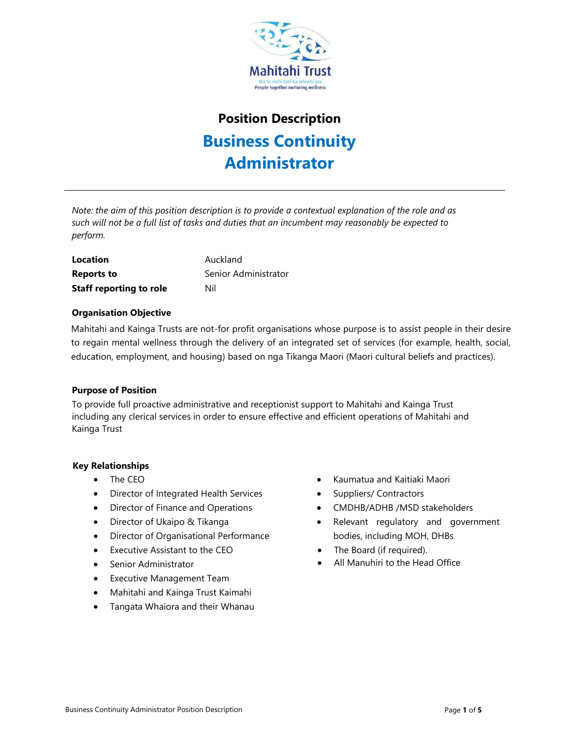Mahitahi Trust

Ma te mahi tahi ka whiwhi ora

People together nurturing wellness

# Position Description

# Business Continuity Administrator

*Note: the aim of this position description is to provide a contextual explanation of the role and as such will not be a full list of tasks and duties that an incumbent may reasonably be expected to perform.*

| | |
|---|---|
| **Location** | Auckland |
| **Reports to** | Senior Administrator |
| **Staff reporting to role** | Nil |

### Organisation Objective

Mahitahi and Kainga Trusts are not-for profit organisations whose purpose is to assist people in their desire to regain mental wellness through the delivery of an integrated set of services (for example, health, social, education, employment, and housing) based on nga Tikanga Maori (Maori cultural beliefs and practices).

### Purpose of Position

To provide full proactive administrative and receptionist support to Mahitahi and Kainga Trust including any clerical services in order to ensure effective and efficient operations of Mahitahi and Kainga Trust

### Key Relationships

- The CEO
- Director of Integrated Health Services
- Director of Finance and Operations
- Director of Ukaipo & Tikanga
- Director of Organisational Performance
- Executive Assistant to the CEO
- Senior Administrator
- Executive Management Team
- Mahitahi and Kainga Trust Kaimahi
- Tangata Whaiora and their Whanau
- Kaumatua and Kaitiaki Maori
- Suppliers/ Contractors
- CMDHB/ADHB /MSD stakeholders
- Relevant regulatory and government bodies, including MOH, DHBs
- The Board (if required).
- All Manuhiri to the Head Office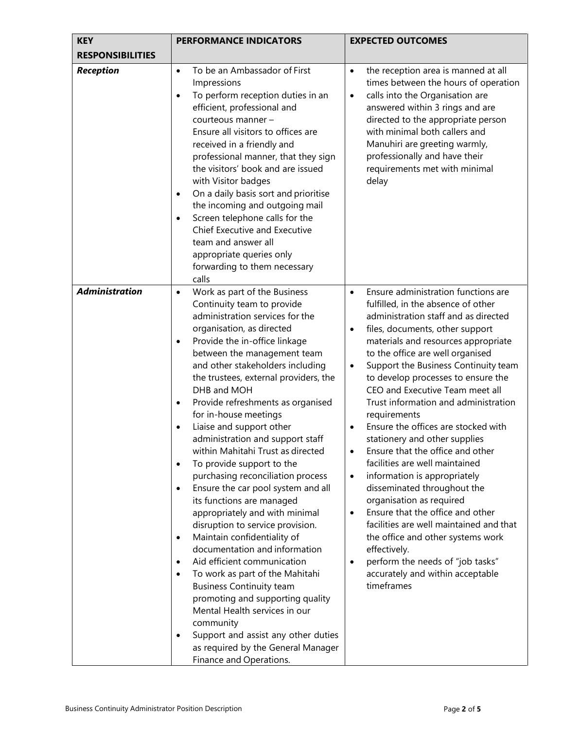| KEY RESPONSIBILITIES | PERFORMANCE INDICATORS | EXPECTED OUTCOMES |
|---|---|---|
| ***Reception*** | • To be an Ambassador of First Impressions<br>• To perform reception duties in an efficient, professional and courteous manner – Ensure all visitors to offices are received in a friendly and professional manner, that they sign the visitors' book and are issued with Visitor badges<br>• On a daily basis sort and prioritise the incoming and outgoing mail<br>• Screen telephone calls for the Chief Executive and Executive team and answer all appropriate queries only forwarding to them necessary calls | • the reception area is manned at all times between the hours of operation<br>• calls into the Organisation are answered within 3 rings and are directed to the appropriate person with minimal both callers and Manuhiri are greeting warmly, professionally and have their requirements met with minimal delay |
| ***Administration*** | • Work as part of the Business Continuity team to provide administration services for the organisation, as directed<br>• Provide the in-office linkage between the management team and other stakeholders including the trustees, external providers, the DHB and MOH<br>• Provide refreshments as organised for in-house meetings<br>• Liaise and support other administration and support staff within Mahitahi Trust as directed<br>• To provide support to the purchasing reconciliation process<br>• Ensure the car pool system and all its functions are managed appropriately and with minimal disruption to service provision.<br>• Maintain confidentiality of documentation and information<br>• Aid efficient communication<br>• To work as part of the Mahitahi Business Continuity team promoting and supporting quality Mental Health services in our community<br>• Support and assist any other duties as required by the General Manager Finance and Operations. | • Ensure administration functions are fulfilled, in the absence of other administration staff and as directed<br>• files, documents, other support materials and resources appropriate to the office are well organised<br>• Support the Business Continuity team to develop processes to ensure the CEO and Executive Team meet all Trust information and administration requirements<br>• Ensure the offices are stocked with stationery and other supplies<br>• Ensure that the office and other facilities are well maintained<br>• information is appropriately disseminated throughout the organisation as required<br>• Ensure that the office and other facilities are well maintained and that the office and other systems work effectively.<br>• perform the needs of "job tasks" accurately and within acceptable timeframes |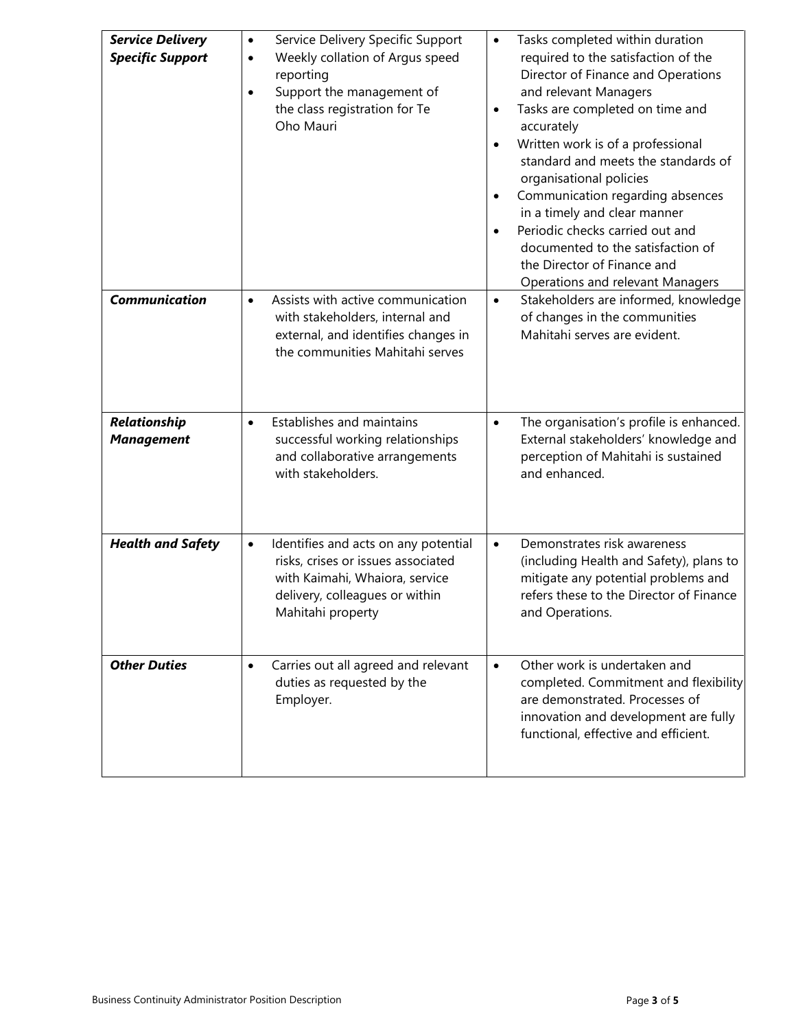| | | |
|---|---|---|
| ***Service Delivery Specific Support*** | • Service Delivery Specific Support<br>• Weekly collation of Argus speed reporting<br>• Support the management of the class registration for Te Oho Mauri | • Tasks completed within duration required to the satisfaction of the Director of Finance and Operations and relevant Managers<br>• Tasks are completed on time and accurately<br>• Written work is of a professional standard and meets the standards of organisational policies<br>• Communication regarding absences in a timely and clear manner<br>• Periodic checks carried out and documented to the satisfaction of the Director of Finance and Operations and relevant Managers |
| ***Communication*** | • Assists with active communication with stakeholders, internal and external, and identifies changes in the communities Mahitahi serves | • Stakeholders are informed, knowledge of changes in the communities Mahitahi serves are evident. |
| ***Relationship Management*** | • Establishes and maintains successful working relationships and collaborative arrangements with stakeholders. | • The organisation's profile is enhanced. External stakeholders' knowledge and perception of Mahitahi is sustained and enhanced. |
| ***Health and Safety*** | • Identifies and acts on any potential risks, crises or issues associated with Kaimahi, Whaiora, service delivery, colleagues or within Mahitahi property | • Demonstrates risk awareness (including Health and Safety), plans to mitigate any potential problems and refers these to the Director of Finance and Operations. |
| ***Other Duties*** | • Carries out all agreed and relevant duties as requested by the Employer. | • Other work is undertaken and completed. Commitment and flexibility are demonstrated. Processes of innovation and development are fully functional, effective and efficient. |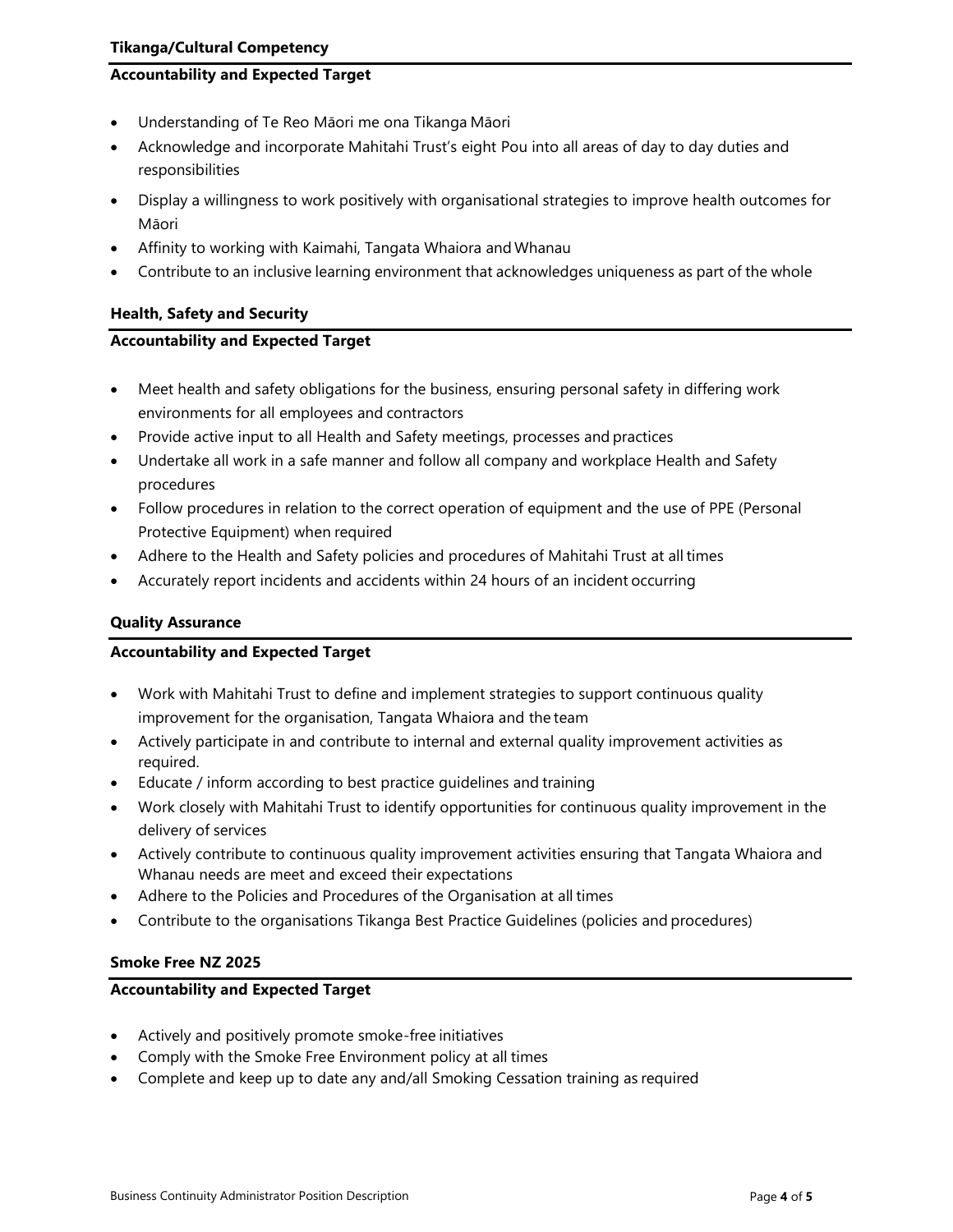### Tikanga/Cultural Competency

**Accountability and Expected Target**

- Understanding of Te Reo Māori me ona Tikanga Māori
- Acknowledge and incorporate Mahitahi Trust's eight Pou into all areas of day to day duties and responsibilities
- Display a willingness to work positively with organisational strategies to improve health outcomes for Māori
- Affinity to working with Kaimahi, Tangata Whaiora and Whanau
- Contribute to an inclusive learning environment that acknowledges uniqueness as part of the whole

### Health, Safety and Security

**Accountability and Expected Target**

- Meet health and safety obligations for the business, ensuring personal safety in differing work environments for all employees and contractors
- Provide active input to all Health and Safety meetings, processes and practices
- Undertake all work in a safe manner and follow all company and workplace Health and Safety procedures
- Follow procedures in relation to the correct operation of equipment and the use of PPE (Personal Protective Equipment) when required
- Adhere to the Health and Safety policies and procedures of Mahitahi Trust at all times
- Accurately report incidents and accidents within 24 hours of an incident occurring

### Quality Assurance

**Accountability and Expected Target**

- Work with Mahitahi Trust to define and implement strategies to support continuous quality improvement for the organisation, Tangata Whaiora and the team
- Actively participate in and contribute to internal and external quality improvement activities as required.
- Educate / inform according to best practice guidelines and training
- Work closely with Mahitahi Trust to identify opportunities for continuous quality improvement in the delivery of services
- Actively contribute to continuous quality improvement activities ensuring that Tangata Whaiora and Whanau needs are meet and exceed their expectations
- Adhere to the Policies and Procedures of the Organisation at all times
- Contribute to the organisations Tikanga Best Practice Guidelines (policies and procedures)

### Smoke Free NZ 2025

**Accountability and Expected Target**

- Actively and positively promote smoke-free initiatives
- Comply with the Smoke Free Environment policy at all times
- Complete and keep up to date any and/all Smoking Cessation training as required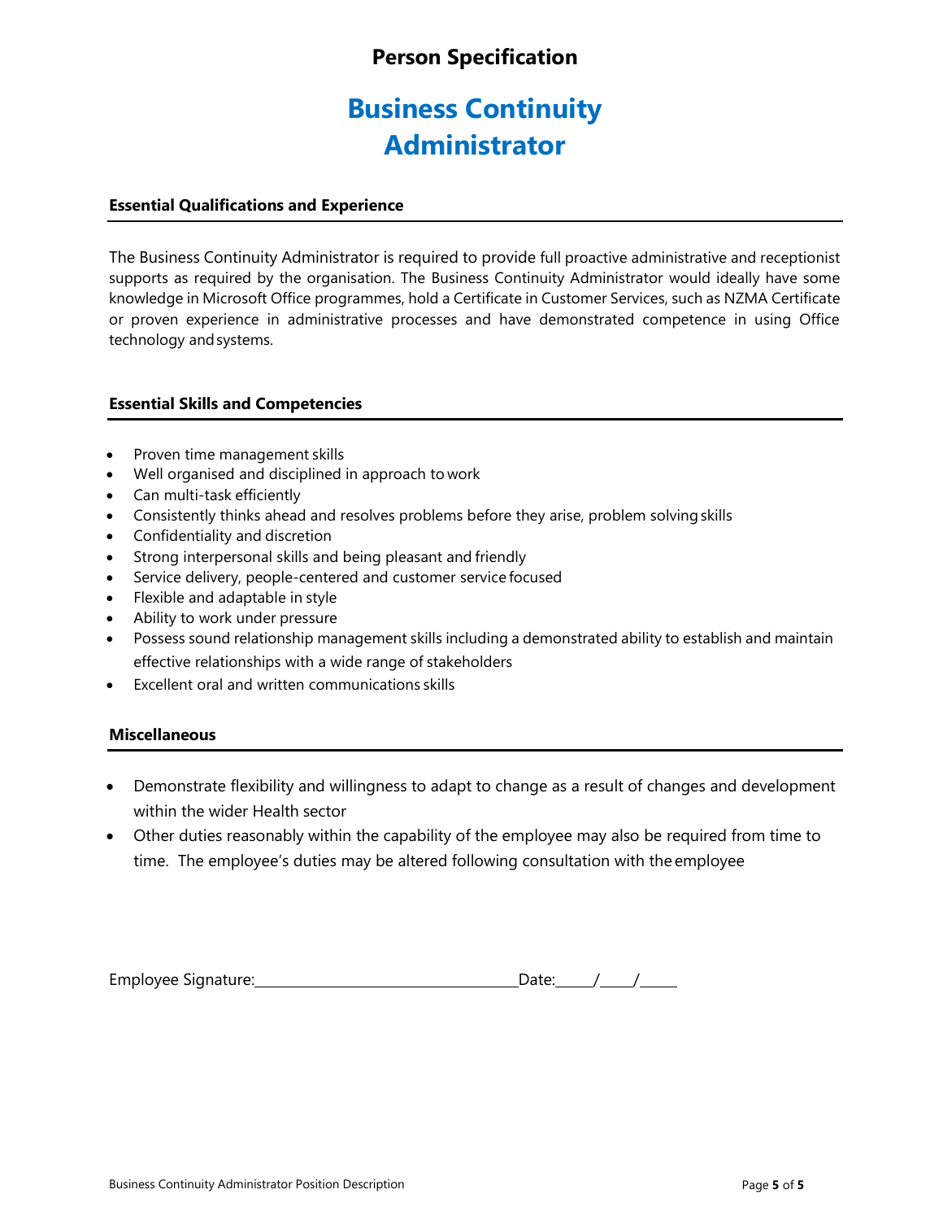# Person Specification

## Business Continuity Administrator

### Essential Qualifications and Experience

The Business Continuity Administrator is required to provide full proactive administrative and receptionist supports as required by the organisation. The Business Continuity Administrator would ideally have some knowledge in Microsoft Office programmes, hold a Certificate in Customer Services, such as NZMA Certificate or proven experience in administrative processes and have demonstrated competence in using Office technology and systems.

### Essential Skills and Competencies

- Proven time management skills
- Well organised and disciplined in approach to work
- Can multi-task efficiently
- Consistently thinks ahead and resolves problems before they arise, problem solving skills
- Confidentiality and discretion
- Strong interpersonal skills and being pleasant and friendly
- Service delivery, people-centered and customer service focused
- Flexible and adaptable in style
- Ability to work under pressure
- Possess sound relationship management skills including a demonstrated ability to establish and maintain effective relationships with a wide range of stakeholders
- Excellent oral and written communications skills

### Miscellaneous

- Demonstrate flexibility and willingness to adapt to change as a result of changes and development within the wider Health sector
- Other duties reasonably within the capability of the employee may also be required from time to time. The employee's duties may be altered following consultation with the employee

Employee Signature:\_\_\_\_\_\_\_\_\_\_\_\_\_\_\_\_\_\_\_\_\_\_\_\_\_\_\_\_\_\_ Date:\_\_\_\_\_/\_\_\_\_\_/\_\_\_\_\_